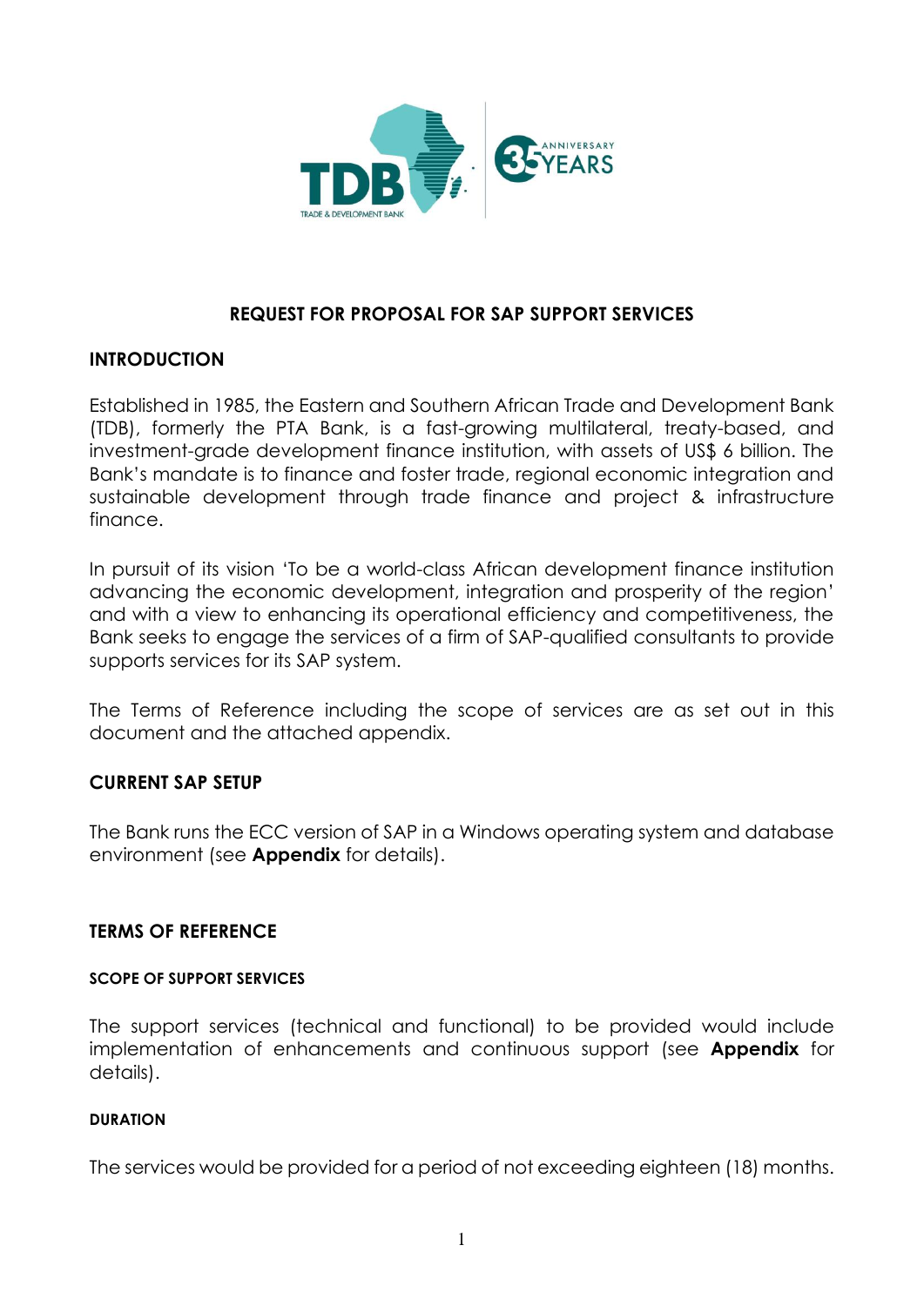# REQUEST FOR PROPOSAL FOR SAP SUPPORT SERVICES

## INTRODUCTION

Established in 1985, the Eastern and Southern African Trade and Development Bank (TDB), formerly the PTA Bank, is a fast-growing multilateral, treaty-based, and investment-grade development finance institution, with assets of US$ 6 billion. The Bank's mandate is to finance and foster trade, regional economic integration and sustainable development through trade finance and project & infrastructure finance.

In pursuit of its vision 'To be a world-class African development finance institution advancing the economic development, integration and prosperity of the region' and with a view to enhancing its operational efficiency and competitiveness, the Bank seeks to engage the services of a firm of SAP-qualified consultants to provide supports services for its SAP system.

The Terms of Reference including the scope of services are as set out in this document and the attached appendix.

## CURRENT SAP SETUP

The Bank runs the ECC version of SAP in a Windows operating system and database environment (see **Appendix** for details).

## TERMS OF REFERENCE

### SCOPE OF SUPPORT SERVICES

The support services (technical and functional) to be provided would include implementation of enhancements and continuous support (see **Appendix** for details).

#### DURATION

The services would be provided for a period of not exceeding eighteen (18) months.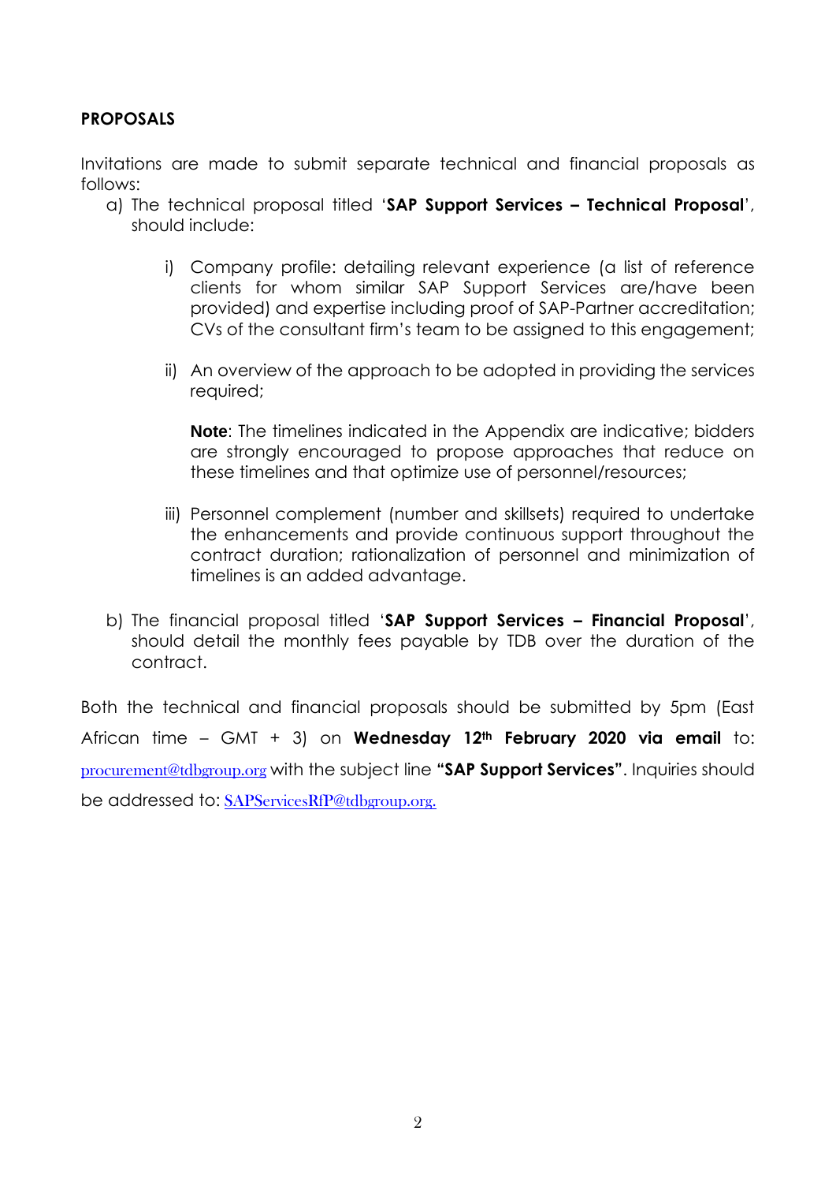**PROPOSALS**

Invitations are made to submit separate technical and financial proposals as follows:

a) The technical proposal titled '**SAP Support Services – Technical Proposal**', should include:

   i) Company profile: detailing relevant experience (a list of reference clients for whom similar SAP Support Services are/have been provided) and expertise including proof of SAP-Partner accreditation; CVs of the consultant firm's team to be assigned to this engagement;

   ii) An overview of the approach to be adopted in providing the services required;

   **Note**: The timelines indicated in the Appendix are indicative; bidders are strongly encouraged to propose approaches that reduce on these timelines and that optimize use of personnel/resources;

   iii) Personnel complement (number and skillsets) required to undertake the enhancements and provide continuous support throughout the contract duration; rationalization of personnel and minimization of timelines is an added advantage.

b) The financial proposal titled '**SAP Support Services – Financial Proposal**', should detail the monthly fees payable by TDB over the duration of the contract.

Both the technical and financial proposals should be submitted by 5pm (East African time – GMT + 3) on **Wednesday 12th February 2020 via email** to: procurement@tdbgroup.org with the subject line **"SAP Support Services"**. Inquiries should be addressed to: SAPServicesRfP@tdbgroup.org.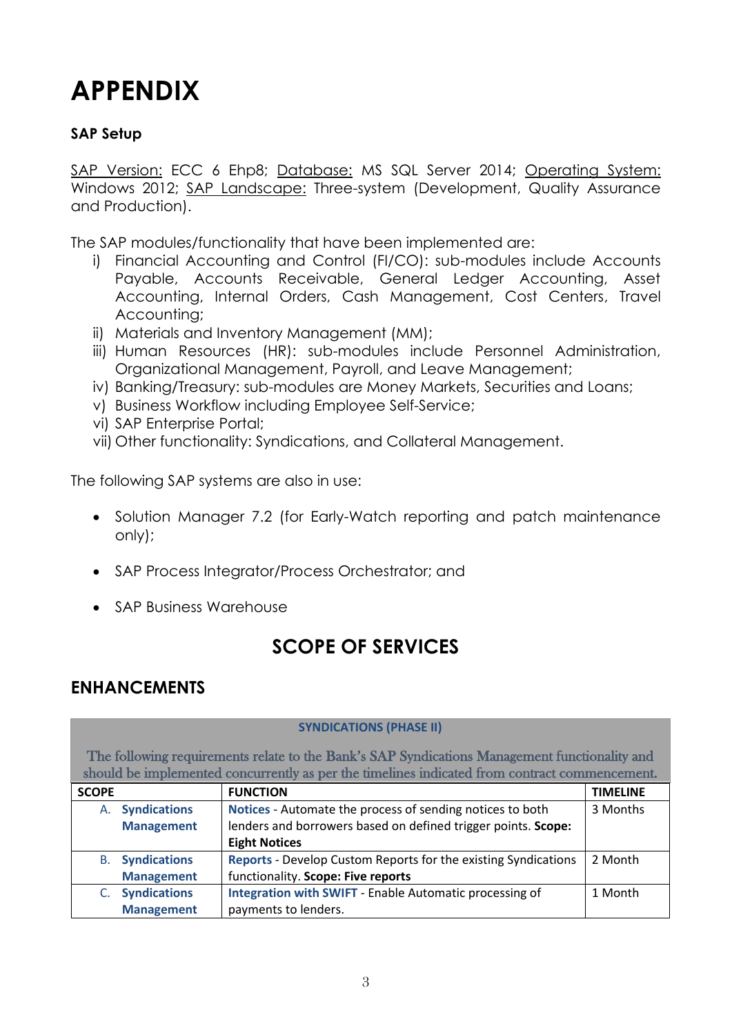# APPENDIX

### SAP Setup

SAP Version: ECC 6 Ehp8; Database: MS SQL Server 2014; Operating System: Windows 2012; SAP Landscape: Three-system (Development, Quality Assurance and Production).

The SAP modules/functionality that have been implemented are:

i) Financial Accounting and Control (FI/CO): sub-modules include Accounts Payable, Accounts Receivable, General Ledger Accounting, Asset Accounting, Internal Orders, Cash Management, Cost Centers, Travel Accounting;
ii) Materials and Inventory Management (MM);
iii) Human Resources (HR): sub-modules include Personnel Administration, Organizational Management, Payroll, and Leave Management;
iv) Banking/Treasury: sub-modules are Money Markets, Securities and Loans;
v) Business Workflow including Employee Self-Service;
vi) SAP Enterprise Portal;
vii) Other functionality: Syndications, and Collateral Management.

The following SAP systems are also in use:

- Solution Manager 7.2 (for Early-Watch reporting and patch maintenance only);
- SAP Process Integrator/Process Orchestrator; and
- SAP Business Warehouse

## SCOPE OF SERVICES

## ENHANCEMENTS

| **SYNDICATIONS (PHASE II)** The following requirements relate to the Bank's SAP Syndications Management functionality and should be implemented concurrently as per the timelines indicated from contract commencement. | | |
|---|---|---|
| **SCOPE** | **FUNCTION** | **TIMELINE** |
| A. **Syndications Management** | **Notices** - Automate the process of sending notices to both lenders and borrowers based on defined trigger points. **Scope: Eight Notices** | 3 Months |
| B. **Syndications Management** | **Reports** - Develop Custom Reports for the existing Syndications functionality. **Scope: Five reports** | 2 Month |
| C. **Syndications Management** | **Integration with SWIFT** - Enable Automatic processing of payments to lenders. | 1 Month |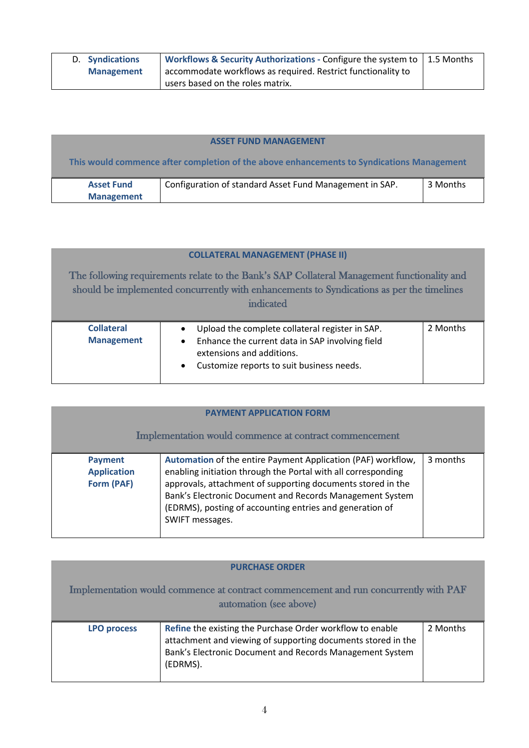| D. Syndications Management | **Workflows & Security Authorizations** - Configure the system to accommodate workflows as required. Restrict functionality to users based on the roles matrix. | 1.5 Months |
|---|---|---|

| **ASSET FUND MANAGEMENT**<br><br>**This would commence after completion of the above enhancements to Syndications Management** | | |
|---|---|---|
| **Asset Fund Management** | Configuration of standard Asset Fund Management in SAP. | 3 Months |

| **COLLATERAL MANAGEMENT (PHASE II)**<br><br>The following requirements relate to the Bank's SAP Collateral Management functionality and should be implemented concurrently with enhancements to Syndications as per the timelines indicated | | |
|---|---|---|
| **Collateral Management** | • Upload the complete collateral register in SAP.<br>• Enhance the current data in SAP involving field extensions and additions.<br>• Customize reports to suit business needs. | 2 Months |

| **PAYMENT APPLICATION FORM**<br><br>Implementation would commence at contract commencement | | |
|---|---|---|
| **Payment Application Form (PAF)** | **Automation** of the entire Payment Application (PAF) workflow, enabling initiation through the Portal with all corresponding approvals, attachment of supporting documents stored in the Bank's Electronic Document and Records Management System (EDRMS), posting of accounting entries and generation of SWIFT messages. | 3 months |

| **PURCHASE ORDER**<br><br>Implementation would commence at contract commencement and run concurrently with PAF automation (see above) | | |
|---|---|---|
| **LPO process** | **Refine** the existing the Purchase Order workflow to enable attachment and viewing of supporting documents stored in the Bank's Electronic Document and Records Management System (EDRMS). | 2 Months |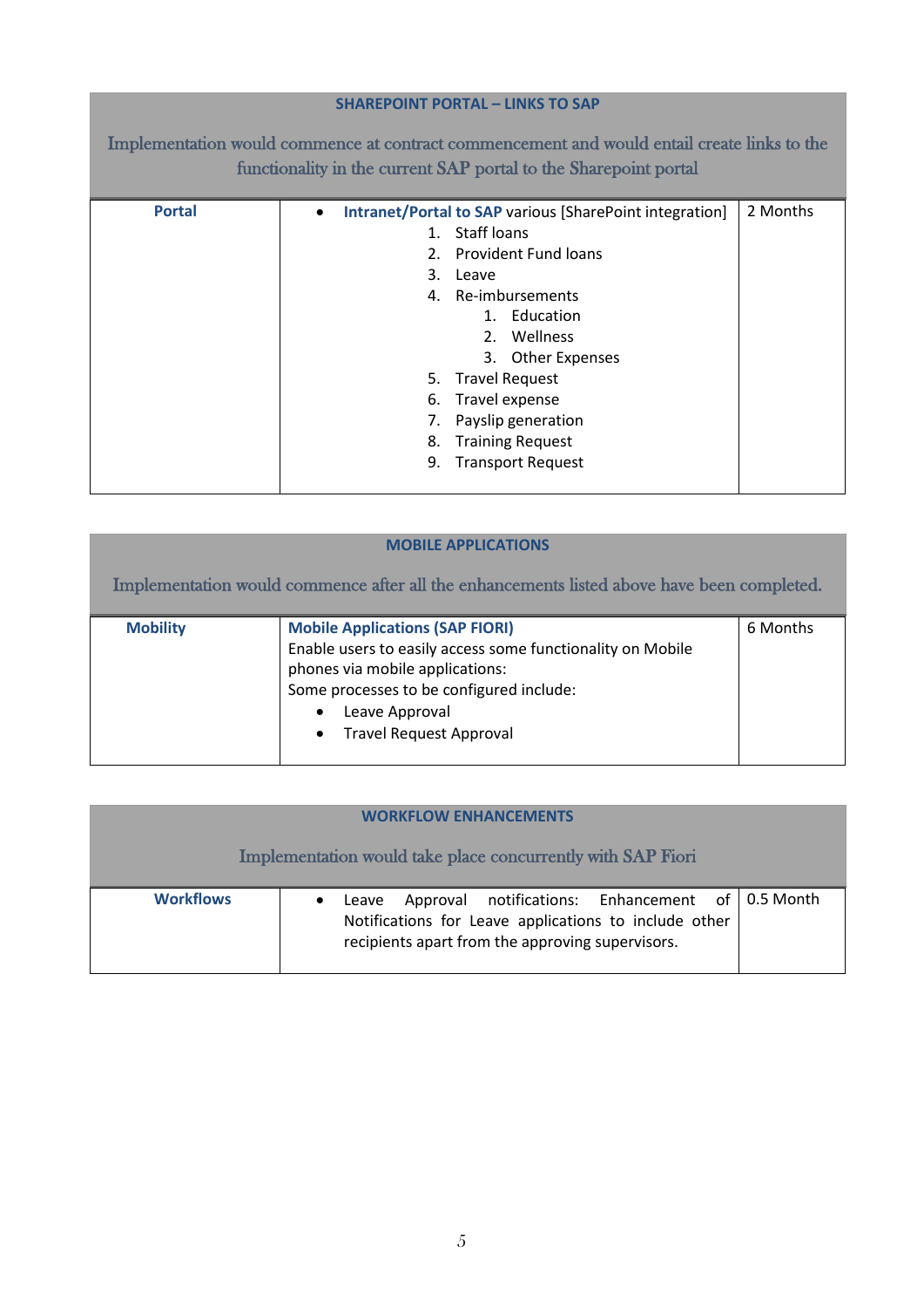## SHAREPOINT PORTAL – LINKS TO SAP

Implementation would commence at contract commencement and would entail create links to the functionality in the current SAP portal to the Sharepoint portal

| | | |
|---|---|---|
| **Portal** | • **Intranet/Portal to SAP** various [SharePoint integration]<br>1. Staff loans<br>2. Provident Fund loans<br>3. Leave<br>4. Re-imbursements<br>&nbsp;&nbsp;&nbsp;&nbsp;1. Education<br>&nbsp;&nbsp;&nbsp;&nbsp;2. Wellness<br>&nbsp;&nbsp;&nbsp;&nbsp;3. Other Expenses<br>5. Travel Request<br>6. Travel expense<br>7. Payslip generation<br>8. Training Request<br>9. Transport Request | 2 Months |

## MOBILE APPLICATIONS

Implementation would commence after all the enhancements listed above have been completed.

| | | |
|---|---|---|
| **Mobility** | **Mobile Applications (SAP FIORI)**<br>Enable users to easily access some functionality on Mobile phones via mobile applications:<br>Some processes to be configured include:<br>• Leave Approval<br>• Travel Request Approval | 6 Months |

## WORKFLOW ENHANCEMENTS

Implementation would take place concurrently with SAP Fiori

| | | |
|---|---|---|
| **Workflows** | • Leave Approval notifications: Enhancement of Notifications for Leave applications to include other recipients apart from the approving supervisors. | 0.5 Month |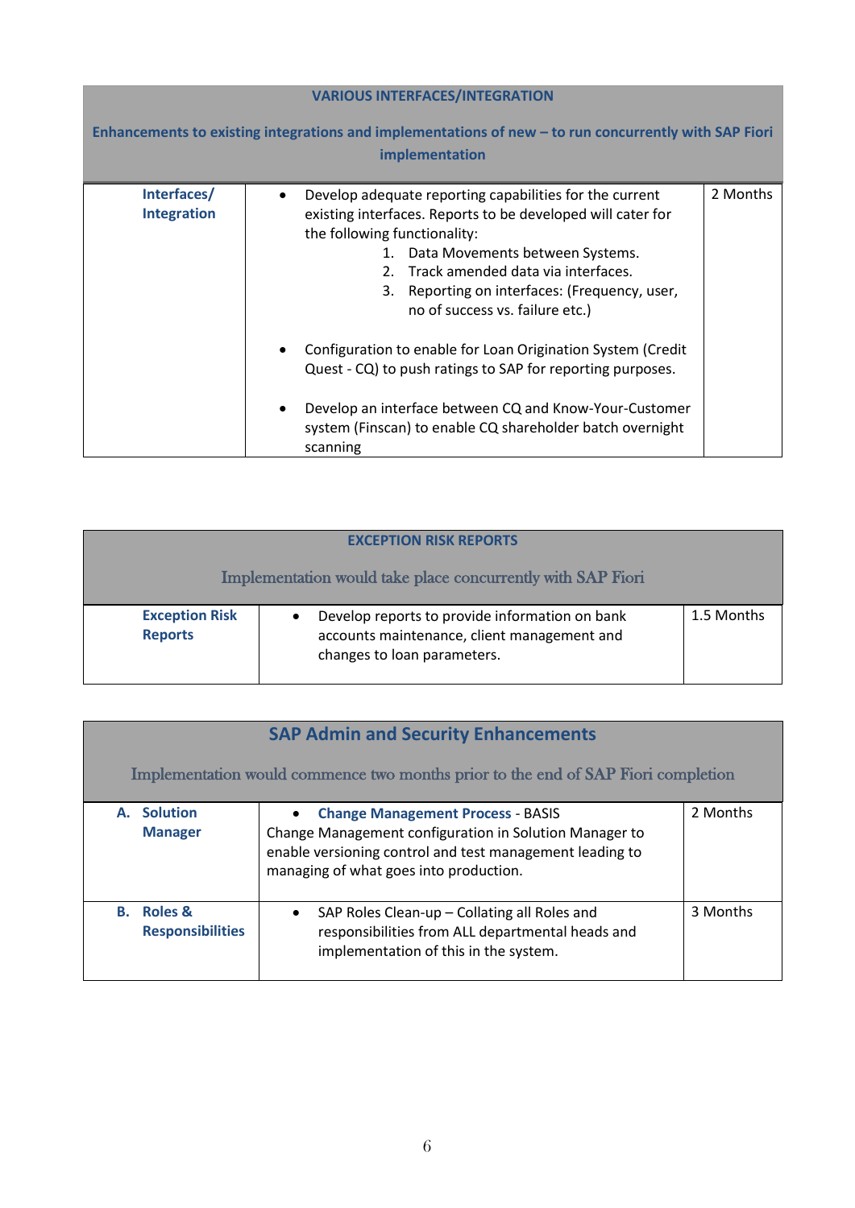| VARIOUS INTERFACES/INTEGRATION<br><br>Enhancements to existing integrations and implementations of new – to run concurrently with SAP Fiori implementation | | |
|---|---|---|
| **Interfaces/ Integration** | • Develop adequate reporting capabilities for the current existing interfaces. Reports to be developed will cater for the following functionality:<br>1. Data Movements between Systems.<br>2. Track amended data via interfaces.<br>3. Reporting on interfaces: (Frequency, user, no of success vs. failure etc.)<br><br>• Configuration to enable for Loan Origination System (Credit Quest - CQ) to push ratings to SAP for reporting purposes.<br><br>• Develop an interface between CQ and Know-Your-Customer system (Finscan) to enable CQ shareholder batch overnight scanning | 2 Months |

| EXCEPTION RISK REPORTS<br><br>Implementation would take place concurrently with SAP Fiori | | |
|---|---|---|
| **Exception Risk Reports** | • Develop reports to provide information on bank accounts maintenance, client management and changes to loan parameters. | 1.5 Months |

| SAP Admin and Security Enhancements<br><br>Implementation would commence two months prior to the end of SAP Fiori completion | | |
|---|---|---|
| **A. Solution Manager** | • **Change Management Process** - BASIS<br>Change Management configuration in Solution Manager to enable versioning control and test management leading to managing of what goes into production. | 2 Months |
| **B. Roles & Responsibilities** | • SAP Roles Clean-up – Collating all Roles and responsibilities from ALL departmental heads and implementation of this in the system. | 3 Months |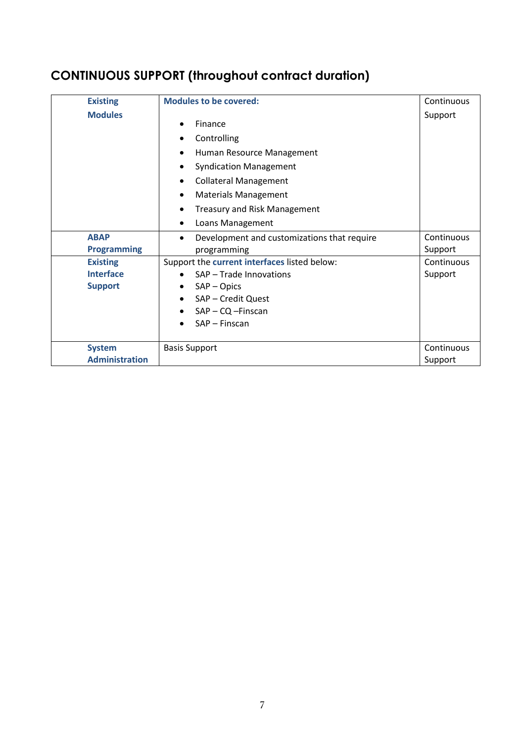## CONTINUOUS SUPPORT (throughout contract duration)

| | | |
|---|---|---|
| **Existing Modules** | **Modules to be covered:**<br>• Finance<br>• Controlling<br>• Human Resource Management<br>• Syndication Management<br>• Collateral Management<br>• Materials Management<br>• Treasury and Risk Management<br>• Loans Management | Continuous Support |
| **ABAP Programming** | • Development and customizations that require programming | Continuous Support |
| **Existing Interface Support** | Support the **current interfaces** listed below:<br>• SAP – Trade Innovations<br>• SAP – Opics<br>• SAP – Credit Quest<br>• SAP – CQ –Finscan<br>• SAP – Finscan | Continuous Support |
| **System Administration** | Basis Support | Continuous Support |